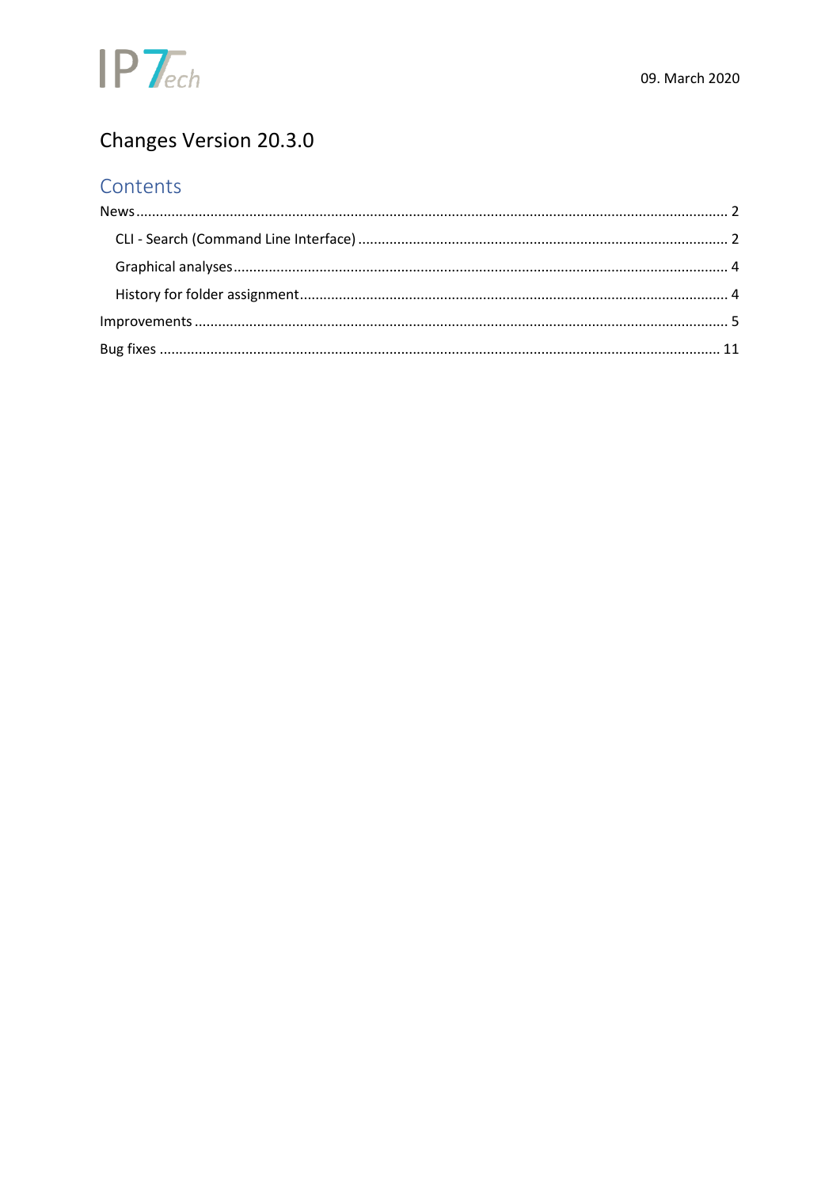09. March 2020

# Changes Version 20.3.0

## Contents

News ..... 2

- CLI - Search (Command Line Interface) ..... 2
- Graphical analyses ..... 4
- History for folder assignment ..... 4

Improvements ..... 5

Bug fixes ..... 11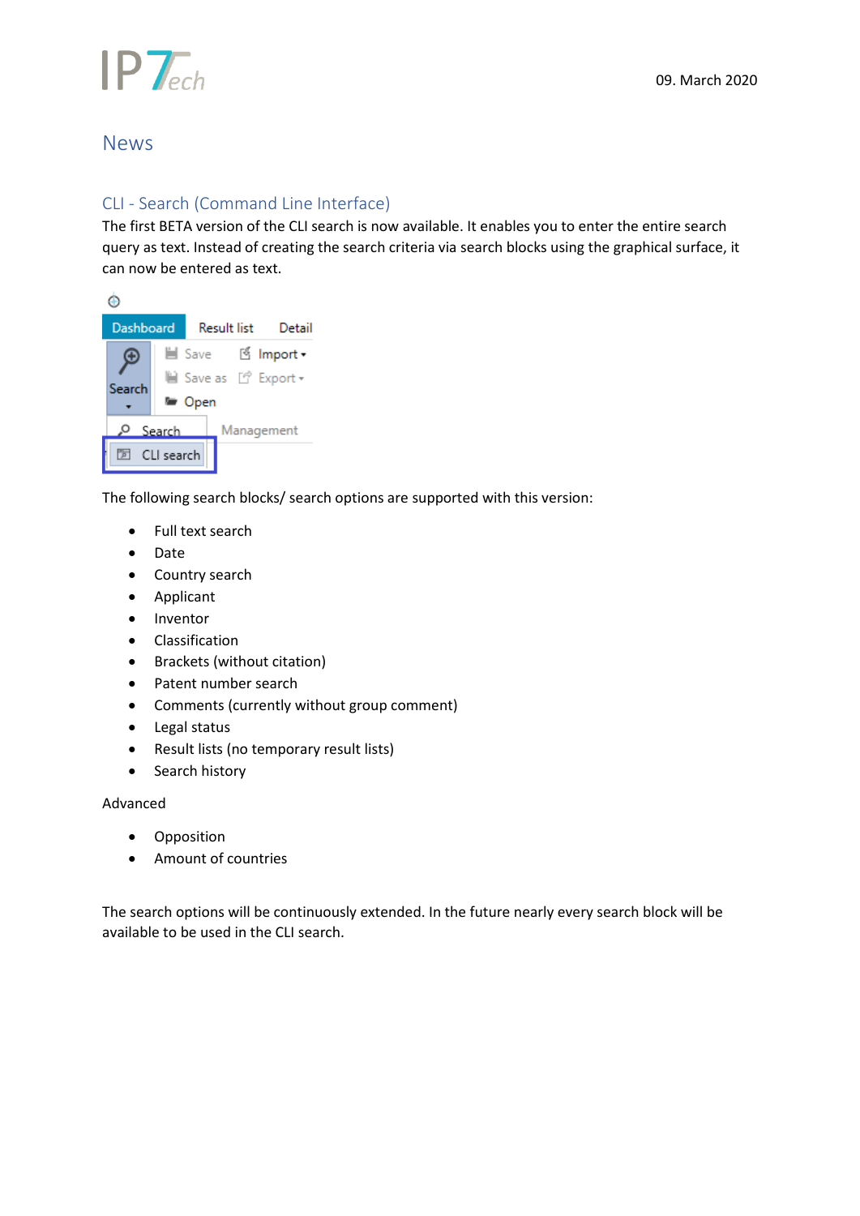# News

## CLI - Search (Command Line Interface)

The first BETA version of the CLI search is now available. It enables you to enter the entire search query as text. Instead of creating the search criteria via search blocks using the graphical surface, it can now be entered as text.

The following search blocks/ search options are supported with this version:

- Full text search
- Date
- Country search
- Applicant
- Inventor
- Classification
- Brackets (without citation)
- Patent number search
- Comments (currently without group comment)
- Legal status
- Result lists (no temporary result lists)
- Search history

Advanced

- Opposition
- Amount of countries

The search options will be continuously extended. In the future nearly every search block will be available to be used in the CLI search.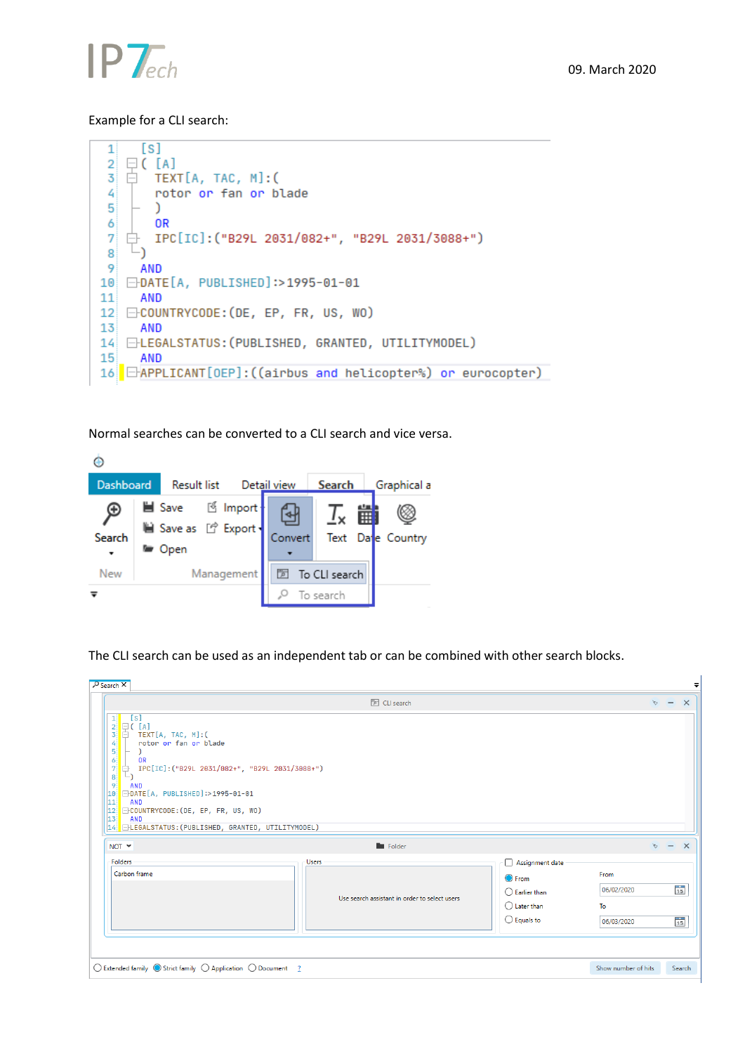Example for a CLI search:

```
[S]
( [A]
  TEXT[A, TAC, M]:(
  rotor or fan or blade
  )
  OR
  IPC[IC]:("B29L 2031/082+", "B29L 2031/3088+")
)
AND
DATE[A, PUBLISHED]:>1995-01-01
AND
COUNTRYCODE:(DE, EP, FR, US, WO)
AND
LEGALSTATUS:(PUBLISHED, GRANTED, UTILITYMODEL)
AND
APPLICANT[OEP]:((airbus and helicopter%) or eurocopter)
```

Normal searches can be converted to a CLI search and vice versa.

The CLI search can be used as an independent tab or can be combined with other search blocks.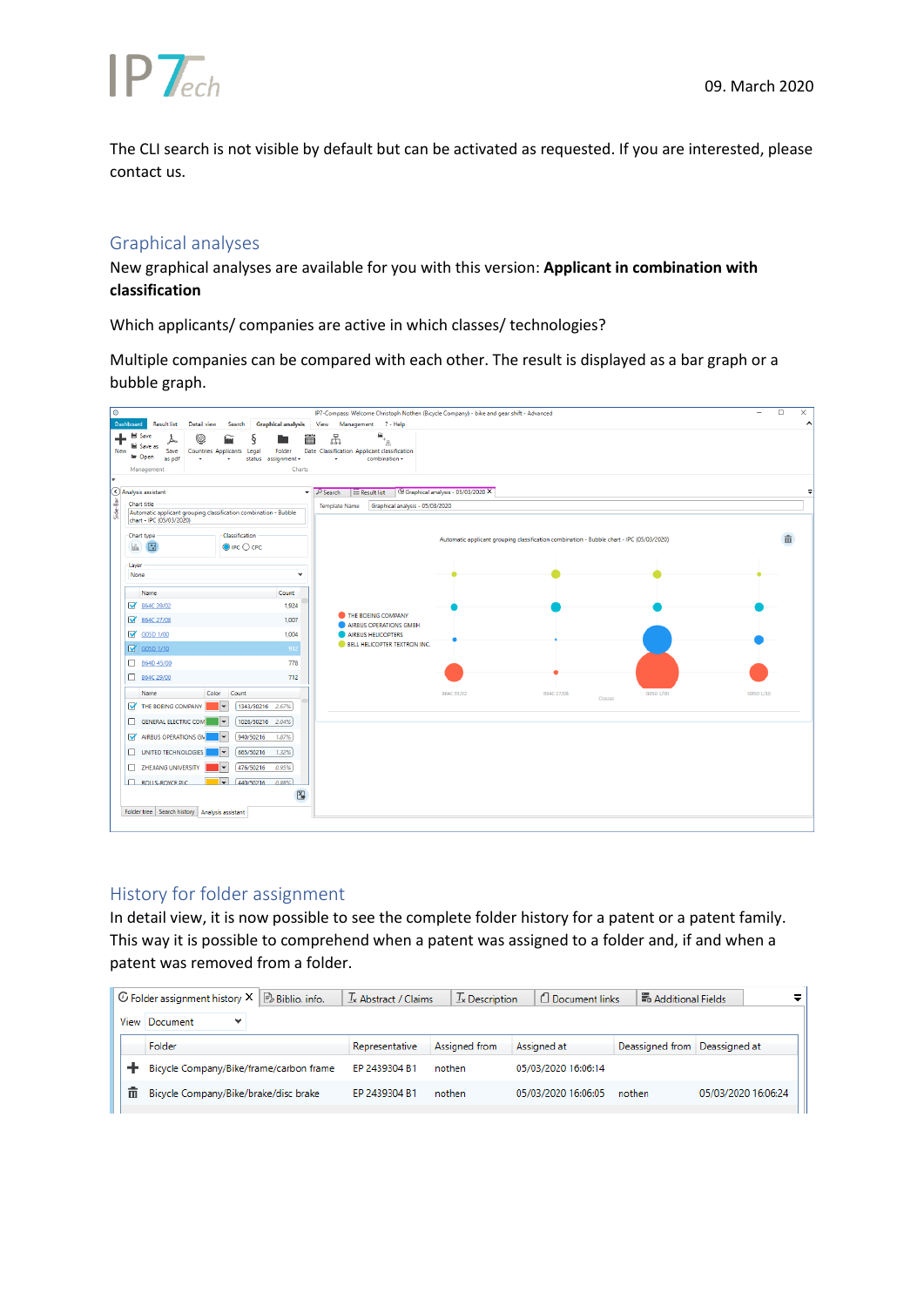The CLI search is not visible by default but can be activated as requested. If you are interested, please contact us.

## Graphical analyses

New graphical analyses are available for you with this version: **Applicant in combination with classification**

Which applicants/ companies are active in which classes/ technologies?

Multiple companies can be compared with each other. The result is displayed as a bar graph or a bubble graph.

## History for folder assignment

In detail view, it is now possible to see the complete folder history for a patent or a patent family. This way it is possible to comprehend when a patent was assigned to a folder and, if and when a patent was removed from a folder.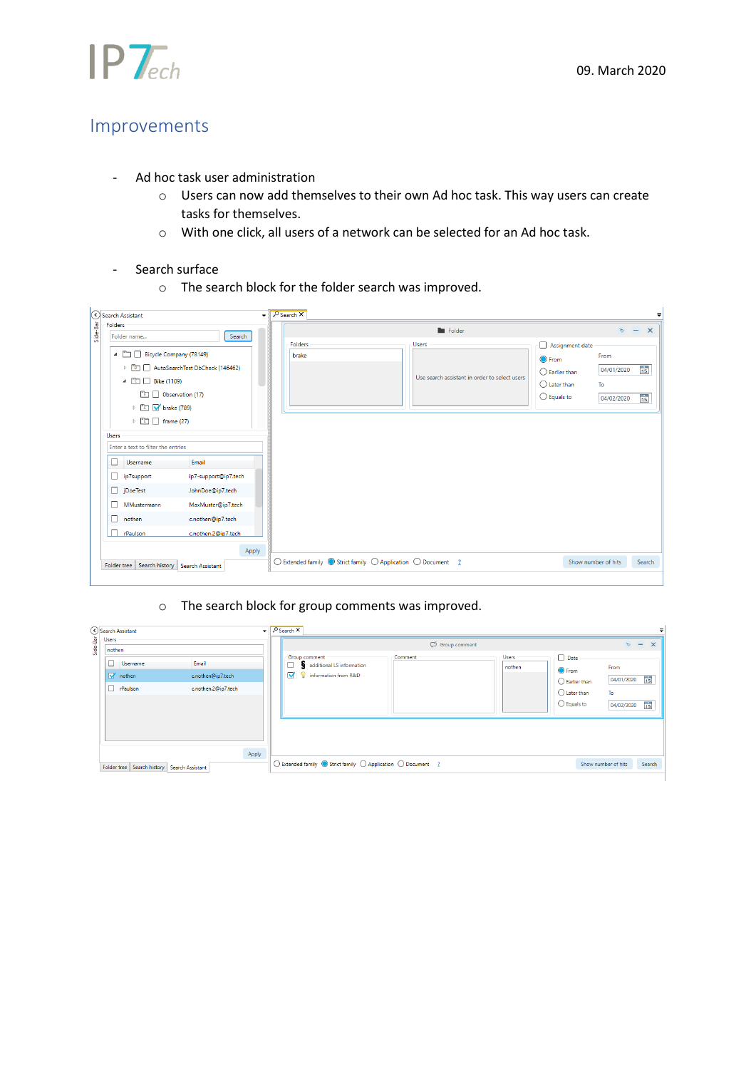## Improvements

- Ad hoc task user administration
  - Users can now add themselves to their own Ad hoc task. This way users can create tasks for themselves.
  - With one click, all users of a network can be selected for an Ad hoc task.

- Search surface
  - The search block for the folder search was improved.
  - The search block for group comments was improved.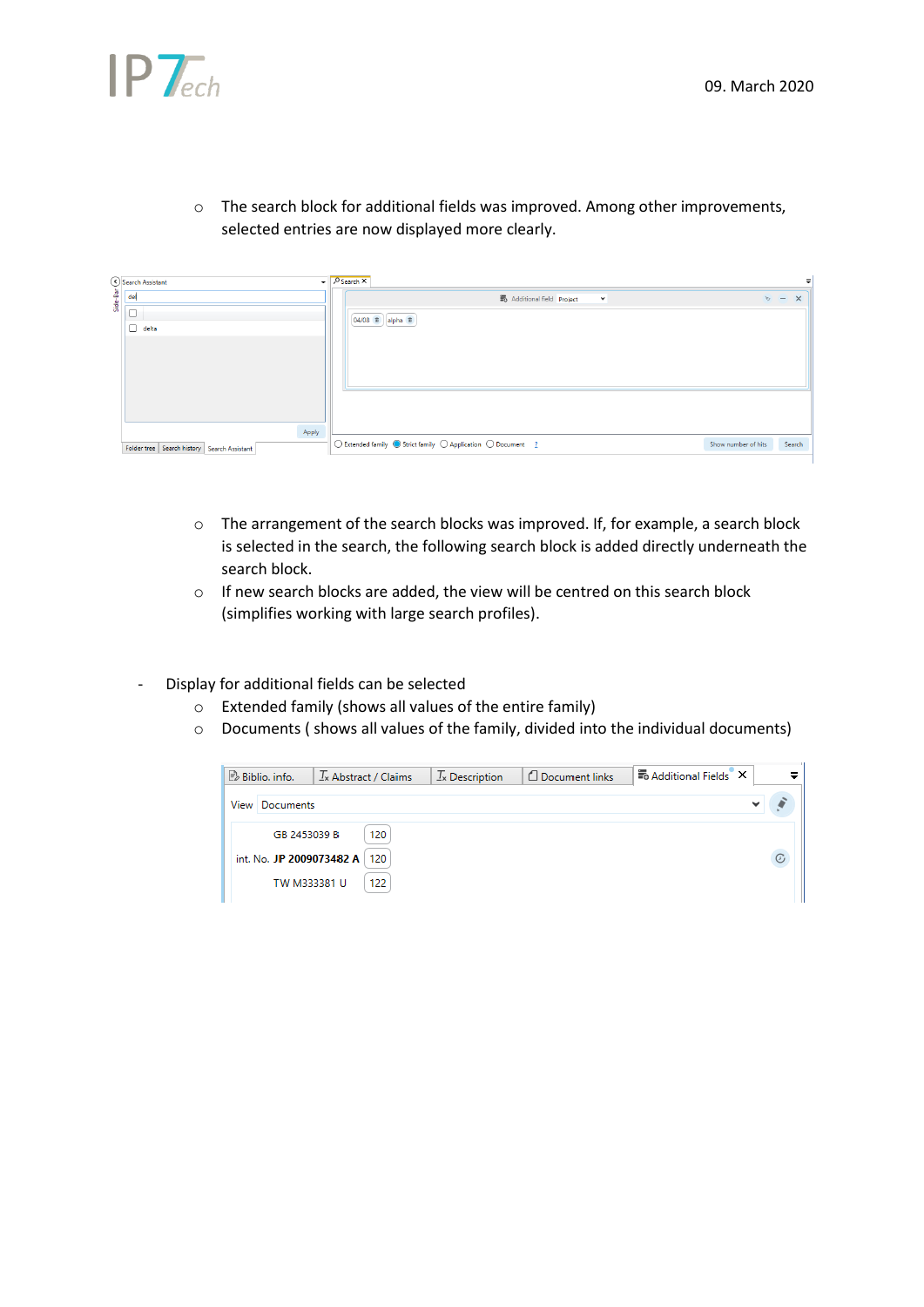- The search block for additional fields was improved. Among other improvements, selected entries are now displayed more clearly.

- The arrangement of the search blocks was improved. If, for example, a search block is selected in the search, the following search block is added directly underneath the search block.
- If new search blocks are added, the view will be centred on this search block (simplifies working with large search profiles).

- Display for additional fields can be selected
  - Extended family (shows all values of the entire family)
  - Documents ( shows all values of the family, divided into the individual documents)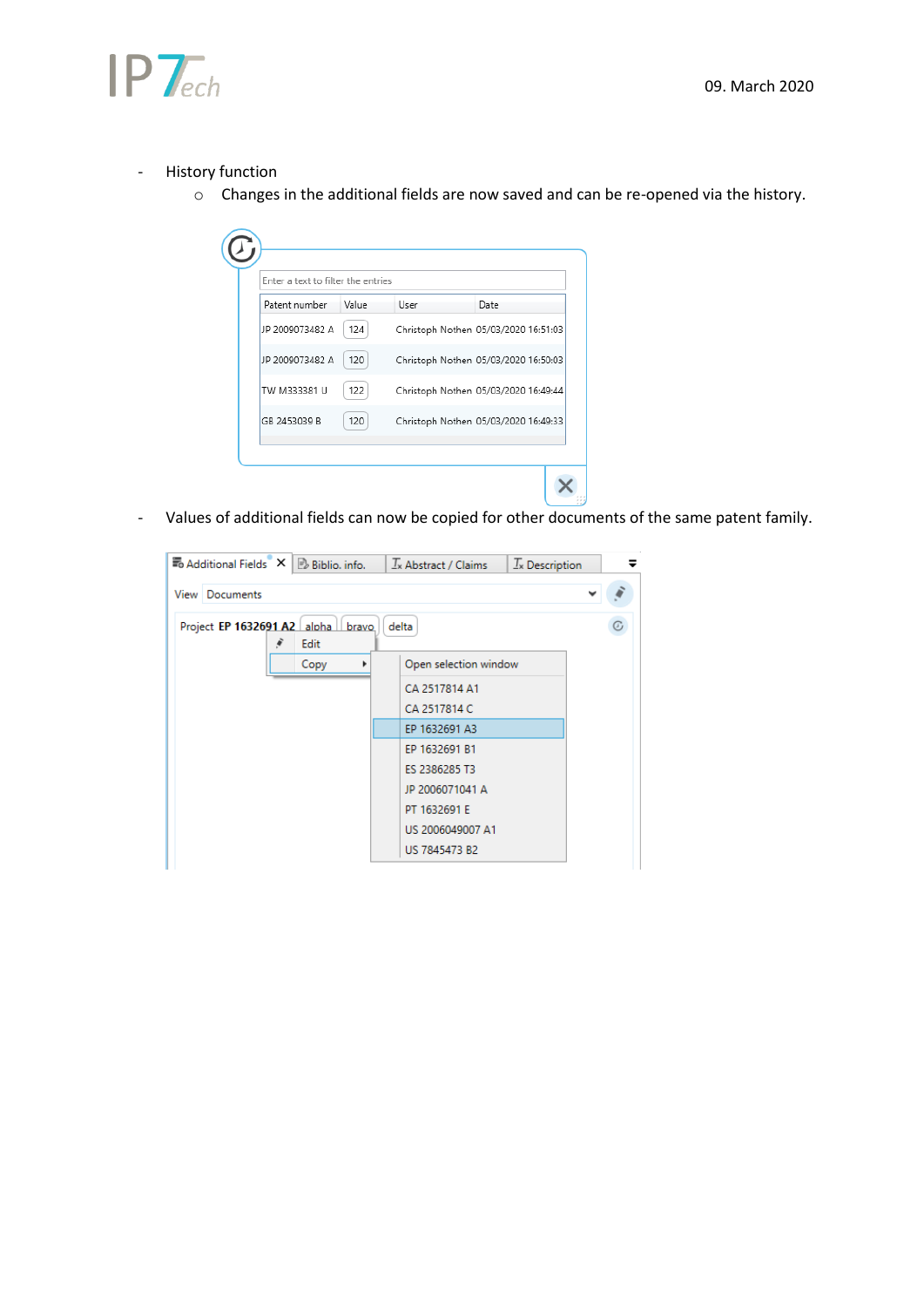- History function
  - Changes in the additional fields are now saved and can be re-opened via the history.

- Values of additional fields can now be copied for other documents of the same patent family.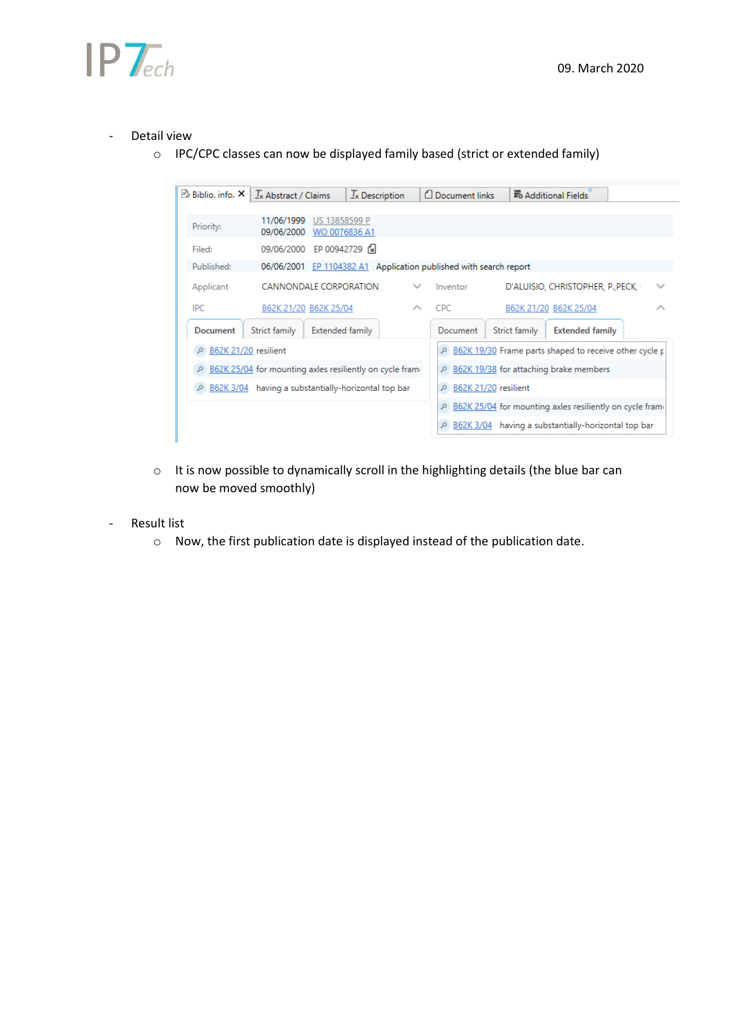- Detail view
  - IPC/CPC classes can now be displayed family based (strict or extended family)
  - It is now possible to dynamically scroll in the highlighting details (the blue bar can now be moved smoothly)
- Result list
  - Now, the first publication date is displayed instead of the publication date.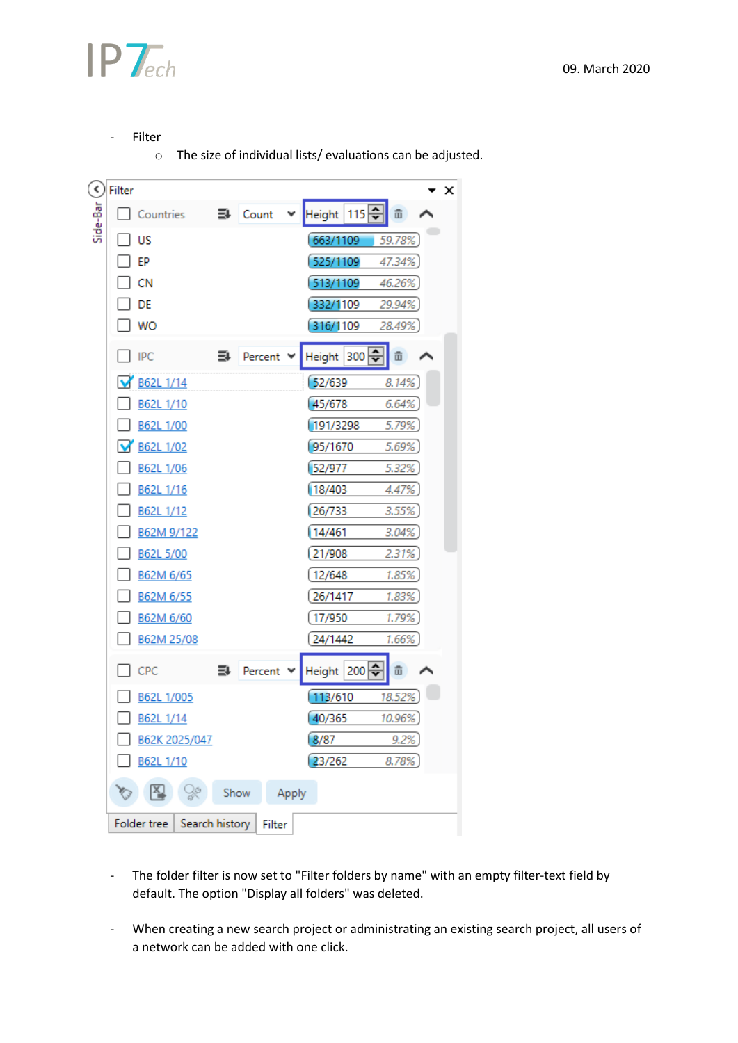- Filter
  - The size of individual lists/ evaluations can be adjusted.

- The folder filter is now set to "Filter folders by name" with an empty filter-text field by default. The option "Display all folders" was deleted.

- When creating a new search project or administrating an existing search project, all users of a network can be added with one click.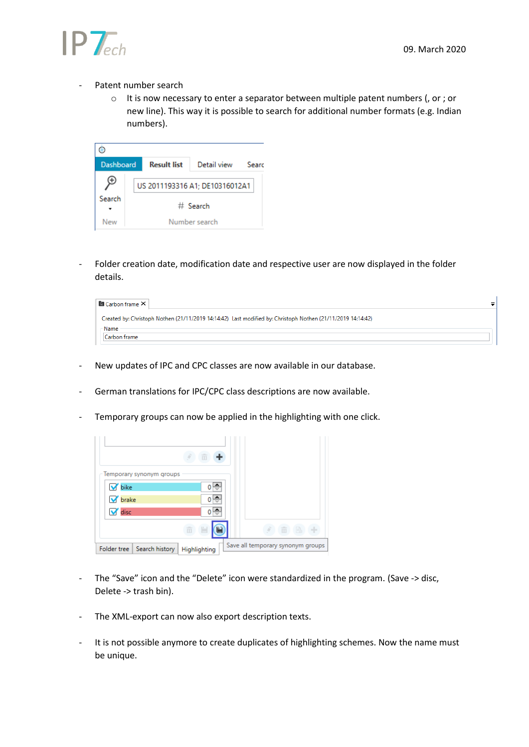- Patent number search
    - It is now necessary to enter a separator between multiple patent numbers (, or ; or new line). This way it is possible to search for additional number formats (e.g. Indian numbers).

- Folder creation date, modification date and respective user are now displayed in the folder details.

- New updates of IPC and CPC classes are now available in our database.

- German translations for IPC/CPC class descriptions are now available.

- Temporary groups can now be applied in the highlighting with one click.

- The "Save" icon and the "Delete" icon were standardized in the program. (Save -> disc, Delete -> trash bin).

- The XML-export can now also export description texts.

- It is not possible anymore to create duplicates of highlighting schemes. Now the name must be unique.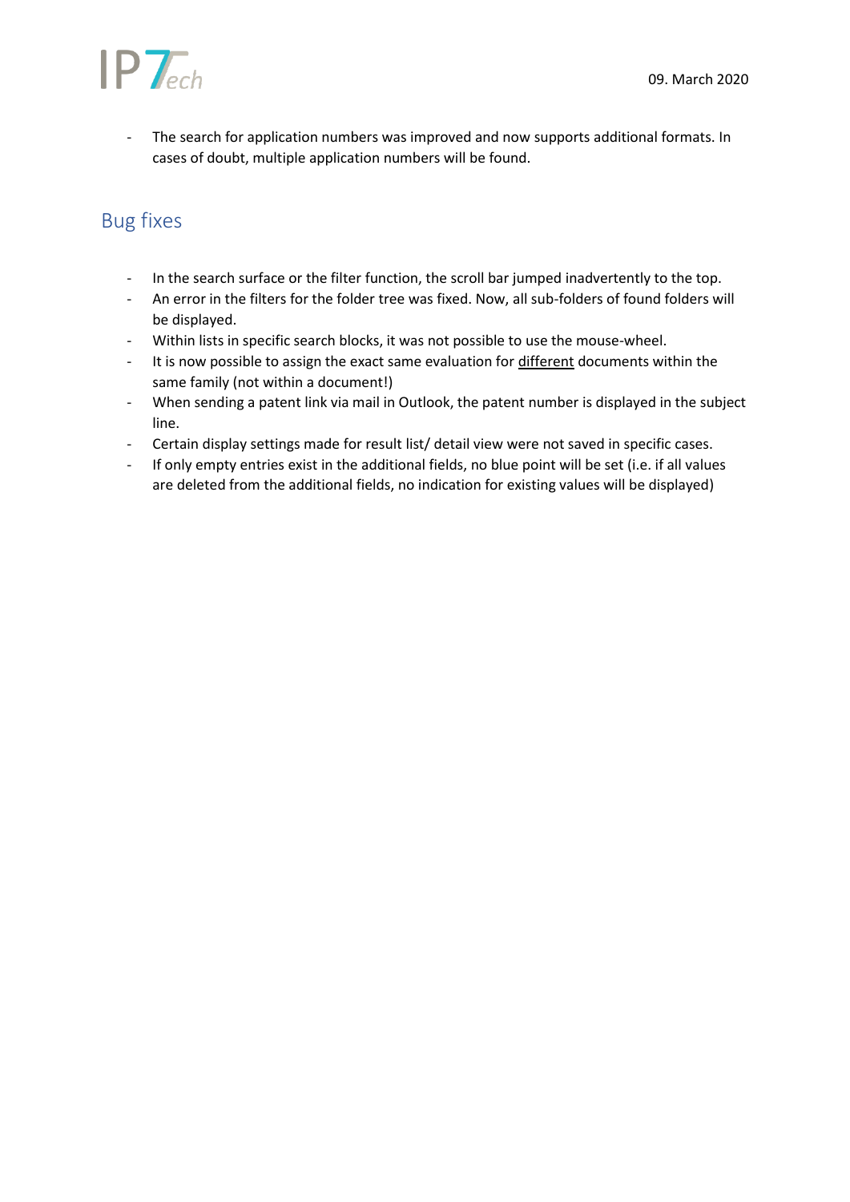- The search for application numbers was improved and now supports additional formats. In cases of doubt, multiple application numbers will be found.

## Bug fixes

- In the search surface or the filter function, the scroll bar jumped inadvertently to the top.
- An error in the filters for the folder tree was fixed. Now, all sub-folders of found folders will be displayed.
- Within lists in specific search blocks, it was not possible to use the mouse-wheel.
- It is now possible to assign the exact same evaluation for <u>different</u> documents within the same family (not within a document!)
- When sending a patent link via mail in Outlook, the patent number is displayed in the subject line.
- Certain display settings made for result list/ detail view were not saved in specific cases.
- If only empty entries exist in the additional fields, no blue point will be set (i.e. if all values are deleted from the additional fields, no indication for existing values will be displayed)